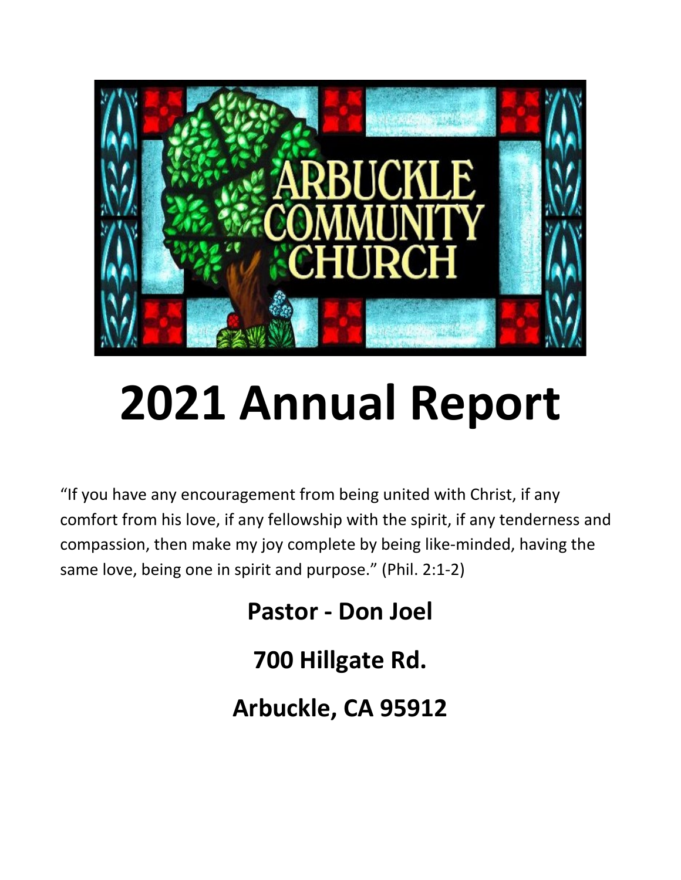ARBUCKLE COMMUNITY CHURCH

# 2021 Annual Report

"If you have any encouragement from being united with Christ, if any comfort from his love, if any fellowship with the spirit, if any tenderness and compassion, then make my joy complete by being like-minded, having the same love, being one in spirit and purpose." (Phil. 2:1-2)

**Pastor - Don Joel**

**700 Hillgate Rd.**

**Arbuckle, CA 95912**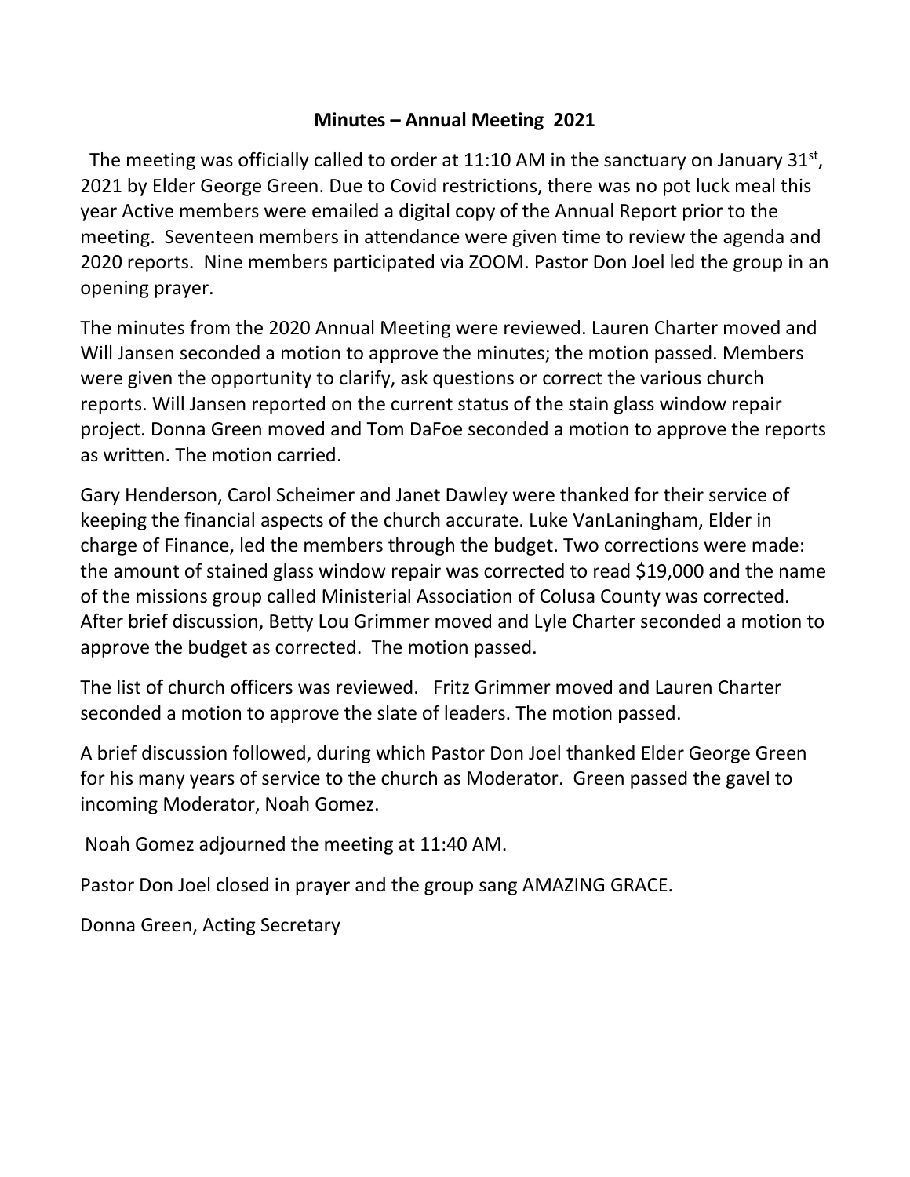# Minutes – Annual Meeting 2021

The meeting was officially called to order at 11:10 AM in the sanctuary on January 31st, 2021 by Elder George Green. Due to Covid restrictions, there was no pot luck meal this year Active members were emailed a digital copy of the Annual Report prior to the meeting. Seventeen members in attendance were given time to review the agenda and 2020 reports. Nine members participated via ZOOM. Pastor Don Joel led the group in an opening prayer.

The minutes from the 2020 Annual Meeting were reviewed. Lauren Charter moved and Will Jansen seconded a motion to approve the minutes; the motion passed. Members were given the opportunity to clarify, ask questions or correct the various church reports. Will Jansen reported on the current status of the stain glass window repair project. Donna Green moved and Tom DaFoe seconded a motion to approve the reports as written. The motion carried.

Gary Henderson, Carol Scheimer and Janet Dawley were thanked for their service of keeping the financial aspects of the church accurate. Luke VanLaningham, Elder in charge of Finance, led the members through the budget. Two corrections were made: the amount of stained glass window repair was corrected to read $19,000 and the name of the missions group called Ministerial Association of Colusa County was corrected. After brief discussion, Betty Lou Grimmer moved and Lyle Charter seconded a motion to approve the budget as corrected. The motion passed.

The list of church officers was reviewed. Fritz Grimmer moved and Lauren Charter seconded a motion to approve the slate of leaders. The motion passed.

A brief discussion followed, during which Pastor Don Joel thanked Elder George Green for his many years of service to the church as Moderator. Green passed the gavel to incoming Moderator, Noah Gomez.

Noah Gomez adjourned the meeting at 11:40 AM.

Pastor Don Joel closed in prayer and the group sang AMAZING GRACE.

Donna Green, Acting Secretary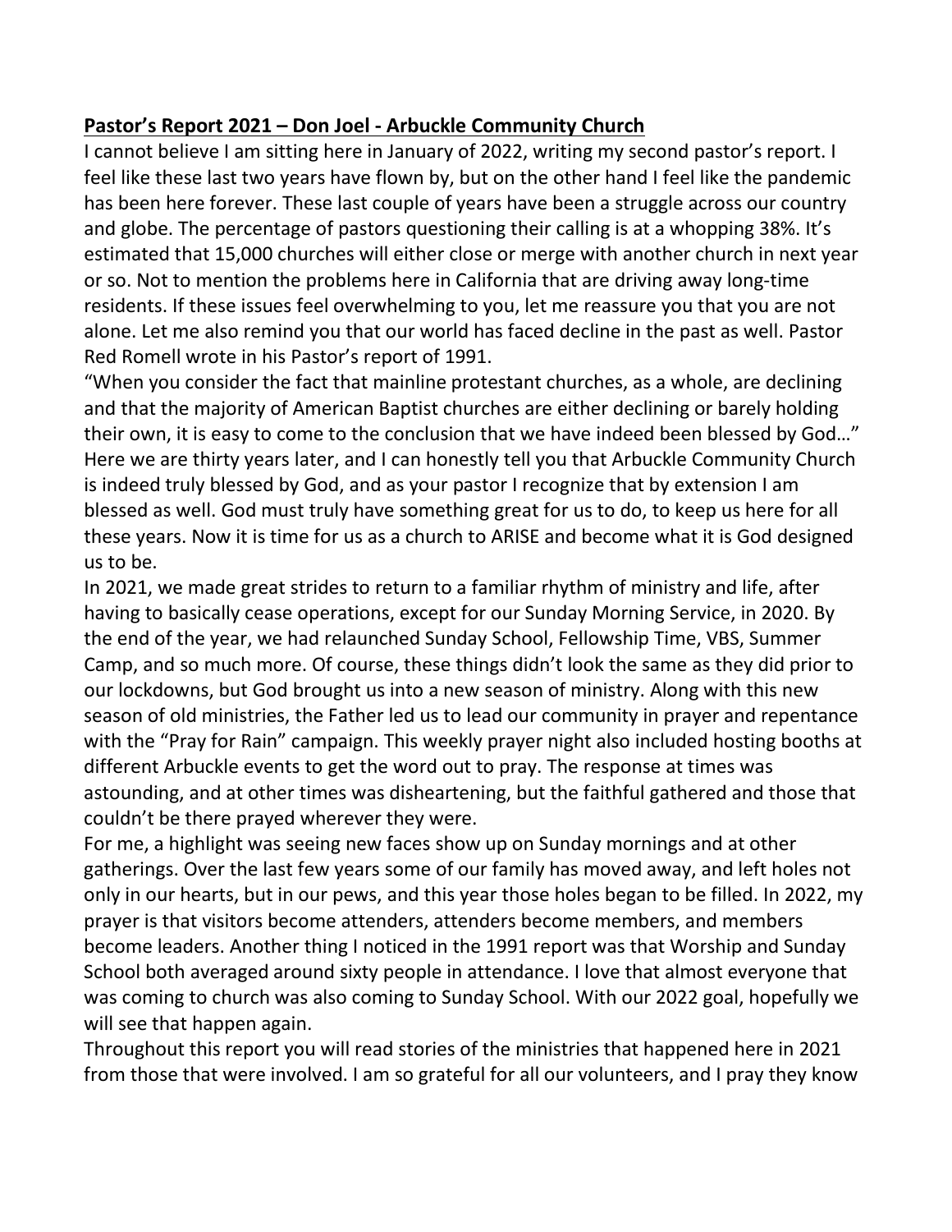**Pastor's Report 2021 – Don Joel - Arbuckle Community Church**

I cannot believe I am sitting here in January of 2022, writing my second pastor's report. I feel like these last two years have flown by, but on the other hand I feel like the pandemic has been here forever. These last couple of years have been a struggle across our country and globe. The percentage of pastors questioning their calling is at a whopping 38%. It's estimated that 15,000 churches will either close or merge with another church in next year or so. Not to mention the problems here in California that are driving away long-time residents. If these issues feel overwhelming to you, let me reassure you that you are not alone. Let me also remind you that our world has faced decline in the past as well. Pastor Red Romell wrote in his Pastor's report of 1991.

"When you consider the fact that mainline protestant churches, as a whole, are declining and that the majority of American Baptist churches are either declining or barely holding their own, it is easy to come to the conclusion that we have indeed been blessed by God…" Here we are thirty years later, and I can honestly tell you that Arbuckle Community Church is indeed truly blessed by God, and as your pastor I recognize that by extension I am blessed as well. God must truly have something great for us to do, to keep us here for all these years. Now it is time for us as a church to ARISE and become what it is God designed us to be.

In 2021, we made great strides to return to a familiar rhythm of ministry and life, after having to basically cease operations, except for our Sunday Morning Service, in 2020. By the end of the year, we had relaunched Sunday School, Fellowship Time, VBS, Summer Camp, and so much more. Of course, these things didn't look the same as they did prior to our lockdowns, but God brought us into a new season of ministry. Along with this new season of old ministries, the Father led us to lead our community in prayer and repentance with the "Pray for Rain" campaign. This weekly prayer night also included hosting booths at different Arbuckle events to get the word out to pray. The response at times was astounding, and at other times was disheartening, but the faithful gathered and those that couldn't be there prayed wherever they were.

For me, a highlight was seeing new faces show up on Sunday mornings and at other gatherings. Over the last few years some of our family has moved away, and left holes not only in our hearts, but in our pews, and this year those holes began to be filled. In 2022, my prayer is that visitors become attenders, attenders become members, and members become leaders. Another thing I noticed in the 1991 report was that Worship and Sunday School both averaged around sixty people in attendance. I love that almost everyone that was coming to church was also coming to Sunday School. With our 2022 goal, hopefully we will see that happen again.

Throughout this report you will read stories of the ministries that happened here in 2021 from those that were involved. I am so grateful for all our volunteers, and I pray they know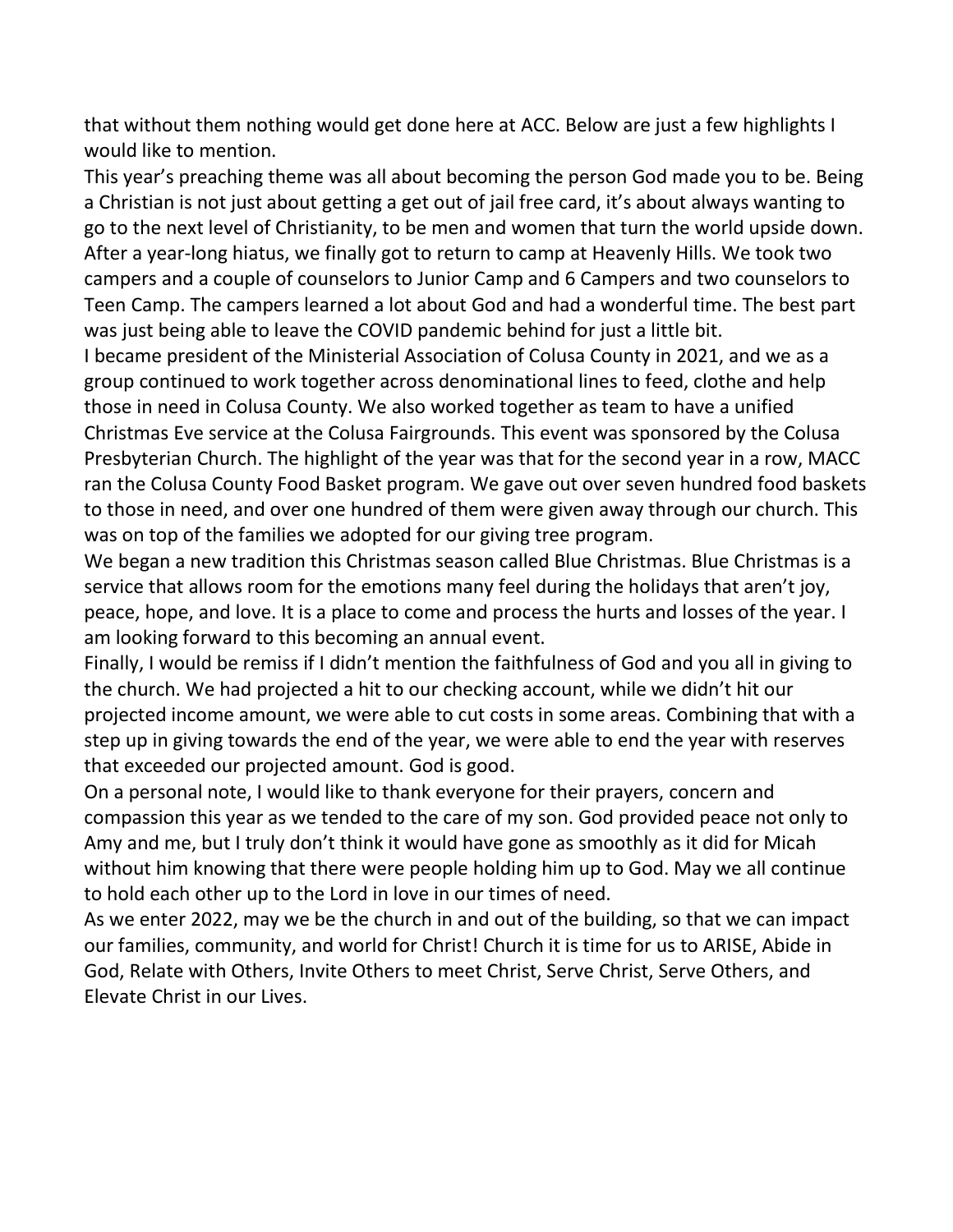that without them nothing would get done here at ACC. Below are just a few highlights I would like to mention.

This year's preaching theme was all about becoming the person God made you to be. Being a Christian is not just about getting a get out of jail free card, it's about always wanting to go to the next level of Christianity, to be men and women that turn the world upside down.

After a year-long hiatus, we finally got to return to camp at Heavenly Hills. We took two campers and a couple of counselors to Junior Camp and 6 Campers and two counselors to Teen Camp. The campers learned a lot about God and had a wonderful time. The best part was just being able to leave the COVID pandemic behind for just a little bit.

I became president of the Ministerial Association of Colusa County in 2021, and we as a group continued to work together across denominational lines to feed, clothe and help those in need in Colusa County. We also worked together as team to have a unified Christmas Eve service at the Colusa Fairgrounds. This event was sponsored by the Colusa Presbyterian Church. The highlight of the year was that for the second year in a row, MACC ran the Colusa County Food Basket program. We gave out over seven hundred food baskets to those in need, and over one hundred of them were given away through our church. This was on top of the families we adopted for our giving tree program.

We began a new tradition this Christmas season called Blue Christmas. Blue Christmas is a service that allows room for the emotions many feel during the holidays that aren't joy, peace, hope, and love. It is a place to come and process the hurts and losses of the year. I am looking forward to this becoming an annual event.

Finally, I would be remiss if I didn't mention the faithfulness of God and you all in giving to the church. We had projected a hit to our checking account, while we didn't hit our projected income amount, we were able to cut costs in some areas. Combining that with a step up in giving towards the end of the year, we were able to end the year with reserves that exceeded our projected amount. God is good.

On a personal note, I would like to thank everyone for their prayers, concern and compassion this year as we tended to the care of my son. God provided peace not only to Amy and me, but I truly don't think it would have gone as smoothly as it did for Micah without him knowing that there were people holding him up to God. May we all continue to hold each other up to the Lord in love in our times of need.

As we enter 2022, may we be the church in and out of the building, so that we can impact our families, community, and world for Christ! Church it is time for us to ARISE, Abide in God, Relate with Others, Invite Others to meet Christ, Serve Christ, Serve Others, and Elevate Christ in our Lives.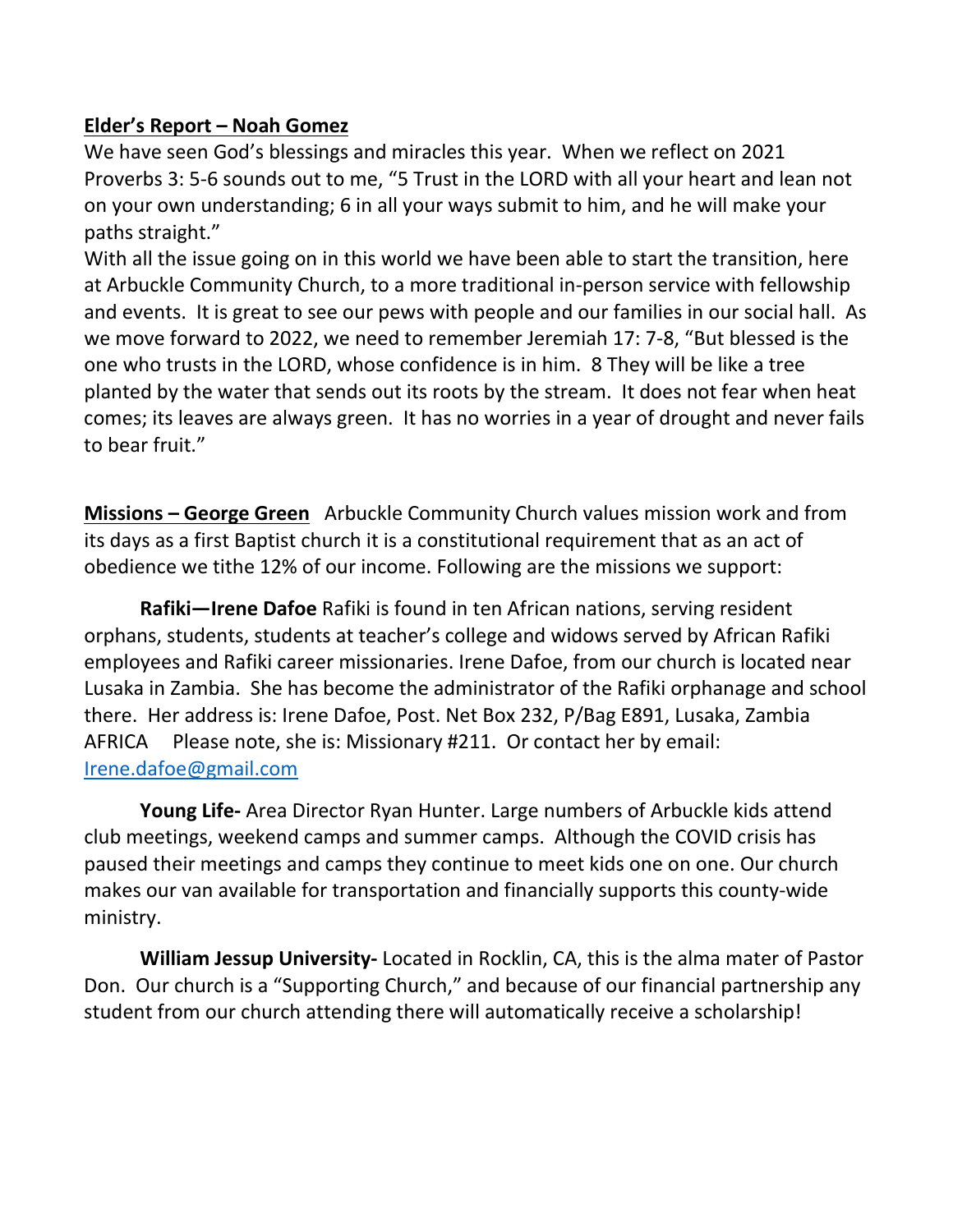**<u>Elder's Report – Noah Gomez</u>**

We have seen God's blessings and miracles this year. When we reflect on 2021 Proverbs 3: 5-6 sounds out to me, "5 Trust in the LORD with all your heart and lean not on your own understanding; 6 in all your ways submit to him, and he will make your paths straight."

With all the issue going on in this world we have been able to start the transition, here at Arbuckle Community Church, to a more traditional in-person service with fellowship and events. It is great to see our pews with people and our families in our social hall. As we move forward to 2022, we need to remember Jeremiah 17: 7-8, "But blessed is the one who trusts in the LORD, whose confidence is in him. 8 They will be like a tree planted by the water that sends out its roots by the stream. It does not fear when heat comes; its leaves are always green. It has no worries in a year of drought and never fails to bear fruit."

**<u>Missions – George Green</u>** Arbuckle Community Church values mission work and from its days as a first Baptist church it is a constitutional requirement that as an act of obedience we tithe 12% of our income. Following are the missions we support:

**Rafiki—Irene Dafoe** Rafiki is found in ten African nations, serving resident orphans, students, students at teacher's college and widows served by African Rafiki employees and Rafiki career missionaries. Irene Dafoe, from our church is located near Lusaka in Zambia. She has become the administrator of the Rafiki orphanage and school there. Her address is: Irene Dafoe, Post. Net Box 232, P/Bag E891, Lusaka, Zambia AFRICA Please note, she is: Missionary #211. Or contact her by email: Irene.dafoe@gmail.com

**Young Life-** Area Director Ryan Hunter. Large numbers of Arbuckle kids attend club meetings, weekend camps and summer camps. Although the COVID crisis has paused their meetings and camps they continue to meet kids one on one. Our church makes our van available for transportation and financially supports this county-wide ministry.

**William Jessup University-** Located in Rocklin, CA, this is the alma mater of Pastor Don. Our church is a "Supporting Church," and because of our financial partnership any student from our church attending there will automatically receive a scholarship!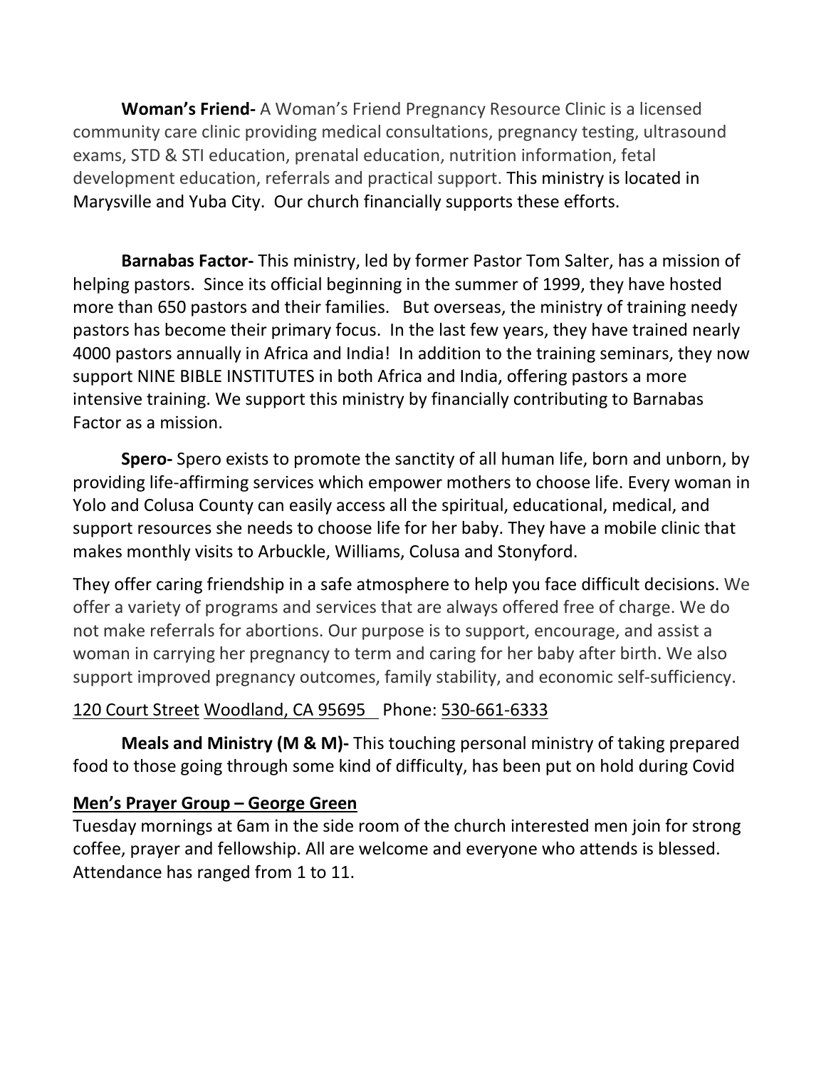**Woman's Friend-** A Woman's Friend Pregnancy Resource Clinic is a licensed community care clinic providing medical consultations, pregnancy testing, ultrasound exams, STD & STI education, prenatal education, nutrition information, fetal development education, referrals and practical support. This ministry is located in Marysville and Yuba City. Our church financially supports these efforts.

**Barnabas Factor-** This ministry, led by former Pastor Tom Salter, has a mission of helping pastors. Since its official beginning in the summer of 1999, they have hosted more than 650 pastors and their families. But overseas, the ministry of training needy pastors has become their primary focus. In the last few years, they have trained nearly 4000 pastors annually in Africa and India! In addition to the training seminars, they now support NINE BIBLE INSTITUTES in both Africa and India, offering pastors a more intensive training. We support this ministry by financially contributing to Barnabas Factor as a mission.

**Spero-** Spero exists to promote the sanctity of all human life, born and unborn, by providing life-affirming services which empower mothers to choose life. Every woman in Yolo and Colusa County can easily access all the spiritual, educational, medical, and support resources she needs to choose life for her baby. They have a mobile clinic that makes monthly visits to Arbuckle, Williams, Colusa and Stonyford.

They offer caring friendship in a safe atmosphere to help you face difficult decisions. We offer a variety of programs and services that are always offered free of charge. We do not make referrals for abortions. Our purpose is to support, encourage, and assist a woman in carrying her pregnancy to term and caring for her baby after birth. We also support improved pregnancy outcomes, family stability, and economic self-sufficiency.

120 Court Street Woodland, CA 95695 Phone: 530-661-6333

**Meals and Ministry (M & M)-** This touching personal ministry of taking prepared food to those going through some kind of difficulty, has been put on hold during Covid

**Men's Prayer Group – George Green**

Tuesday mornings at 6am in the side room of the church interested men join for strong coffee, prayer and fellowship. All are welcome and everyone who attends is blessed. Attendance has ranged from 1 to 11.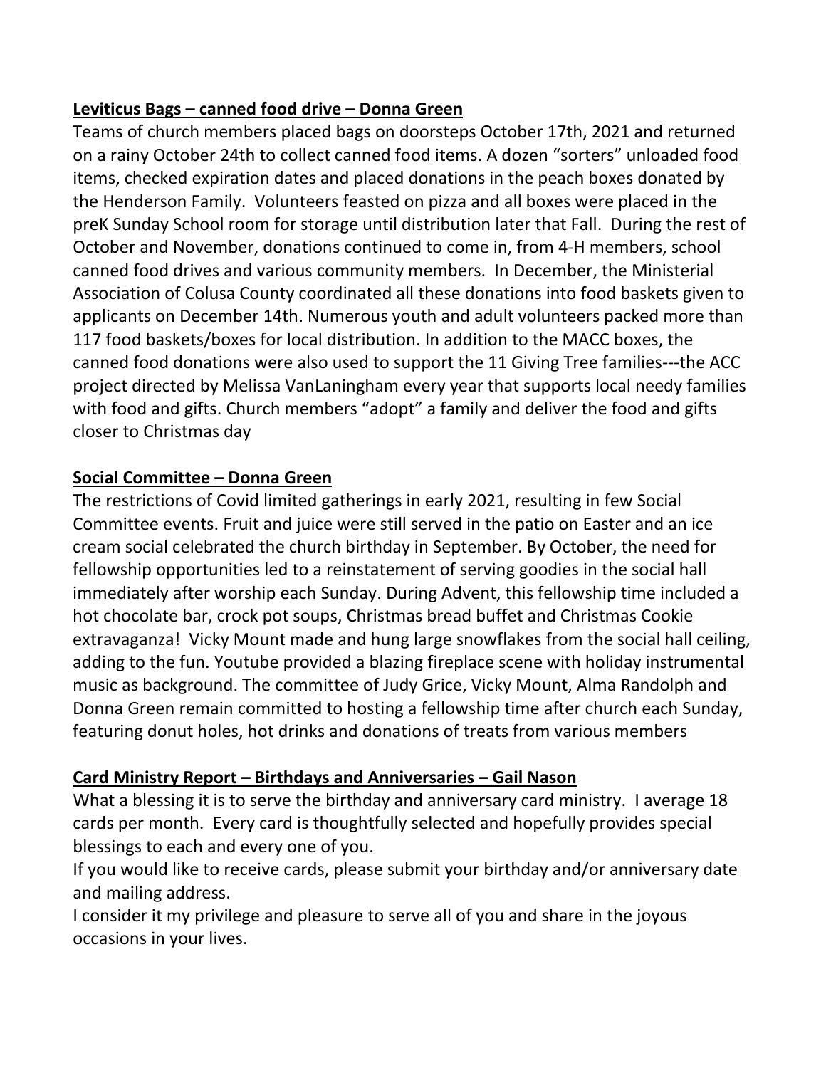**Leviticus Bags – canned food drive – Donna Green**

Teams of church members placed bags on doorsteps October 17th, 2021 and returned on a rainy October 24th to collect canned food items. A dozen "sorters" unloaded food items, checked expiration dates and placed donations in the peach boxes donated by the Henderson Family. Volunteers feasted on pizza and all boxes were placed in the preK Sunday School room for storage until distribution later that Fall. During the rest of October and November, donations continued to come in, from 4-H members, school canned food drives and various community members. In December, the Ministerial Association of Colusa County coordinated all these donations into food baskets given to applicants on December 14th. Numerous youth and adult volunteers packed more than 117 food baskets/boxes for local distribution. In addition to the MACC boxes, the canned food donations were also used to support the 11 Giving Tree families---the ACC project directed by Melissa VanLaningham every year that supports local needy families with food and gifts. Church members "adopt" a family and deliver the food and gifts closer to Christmas day

**Social Committee – Donna Green**

The restrictions of Covid limited gatherings in early 2021, resulting in few Social Committee events. Fruit and juice were still served in the patio on Easter and an ice cream social celebrated the church birthday in September. By October, the need for fellowship opportunities led to a reinstatement of serving goodies in the social hall immediately after worship each Sunday. During Advent, this fellowship time included a hot chocolate bar, crock pot soups, Christmas bread buffet and Christmas Cookie extravaganza! Vicky Mount made and hung large snowflakes from the social hall ceiling, adding to the fun. Youtube provided a blazing fireplace scene with holiday instrumental music as background. The committee of Judy Grice, Vicky Mount, Alma Randolph and Donna Green remain committed to hosting a fellowship time after church each Sunday, featuring donut holes, hot drinks and donations of treats from various members

**Card Ministry Report – Birthdays and Anniversaries – Gail Nason**

What a blessing it is to serve the birthday and anniversary card ministry. I average 18 cards per month. Every card is thoughtfully selected and hopefully provides special blessings to each and every one of you.

If you would like to receive cards, please submit your birthday and/or anniversary date and mailing address.

I consider it my privilege and pleasure to serve all of you and share in the joyous occasions in your lives.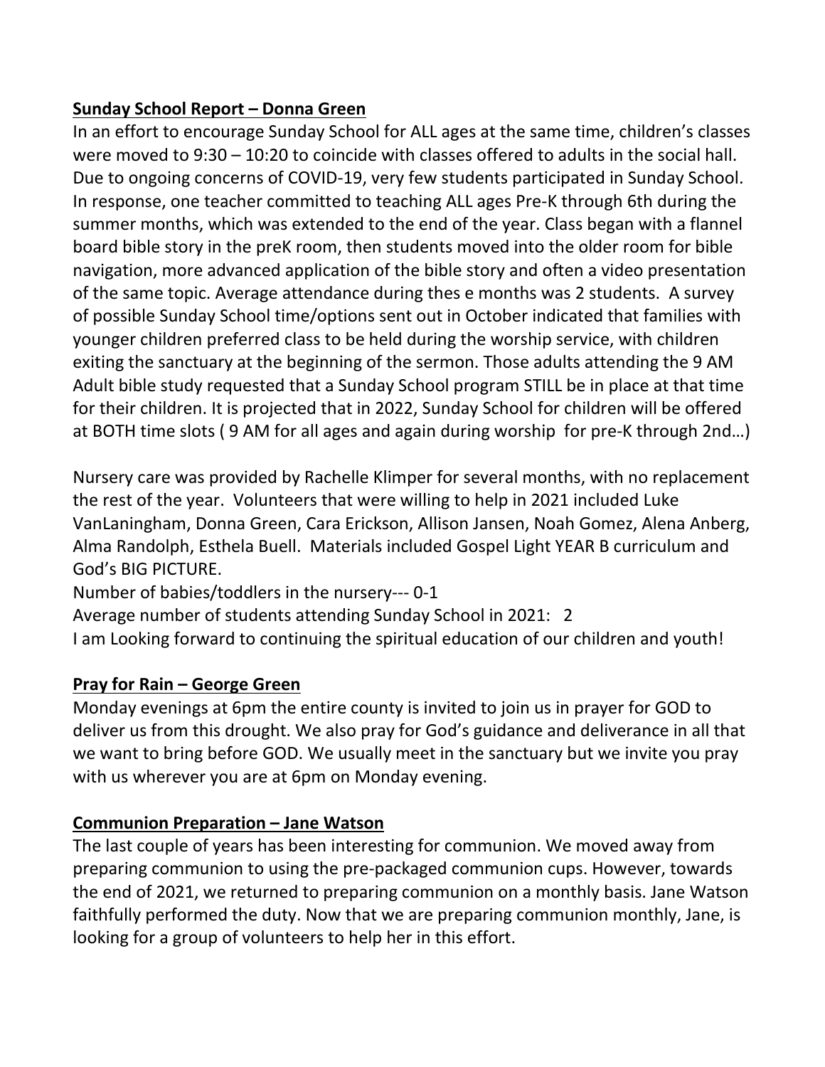## **Sunday School Report – Donna Green**

In an effort to encourage Sunday School for ALL ages at the same time, children's classes were moved to 9:30 – 10:20 to coincide with classes offered to adults in the social hall. Due to ongoing concerns of COVID-19, very few students participated in Sunday School. In response, one teacher committed to teaching ALL ages Pre-K through 6th during the summer months, which was extended to the end of the year. Class began with a flannel board bible story in the preK room, then students moved into the older room for bible navigation, more advanced application of the bible story and often a video presentation of the same topic. Average attendance during thes e months was 2 students. A survey of possible Sunday School time/options sent out in October indicated that families with younger children preferred class to be held during the worship service, with children exiting the sanctuary at the beginning of the sermon. Those adults attending the 9 AM Adult bible study requested that a Sunday School program STILL be in place at that time for their children. It is projected that in 2022, Sunday School for children will be offered at BOTH time slots ( 9 AM for all ages and again during worship for pre-K through 2nd…)

Nursery care was provided by Rachelle Klimper for several months, with no replacement the rest of the year. Volunteers that were willing to help in 2021 included Luke VanLaningham, Donna Green, Cara Erickson, Allison Jansen, Noah Gomez, Alena Anberg, Alma Randolph, Esthela Buell. Materials included Gospel Light YEAR B curriculum and God's BIG PICTURE.

Number of babies/toddlers in the nursery--- 0-1

Average number of students attending Sunday School in 2021: 2

I am Looking forward to continuing the spiritual education of our children and youth!

## **Pray for Rain – George Green**

Monday evenings at 6pm the entire county is invited to join us in prayer for GOD to deliver us from this drought. We also pray for God's guidance and deliverance in all that we want to bring before GOD. We usually meet in the sanctuary but we invite you pray with us wherever you are at 6pm on Monday evening.

## **Communion Preparation – Jane Watson**

The last couple of years has been interesting for communion. We moved away from preparing communion to using the pre-packaged communion cups. However, towards the end of 2021, we returned to preparing communion on a monthly basis. Jane Watson faithfully performed the duty. Now that we are preparing communion monthly, Jane, is looking for a group of volunteers to help her in this effort.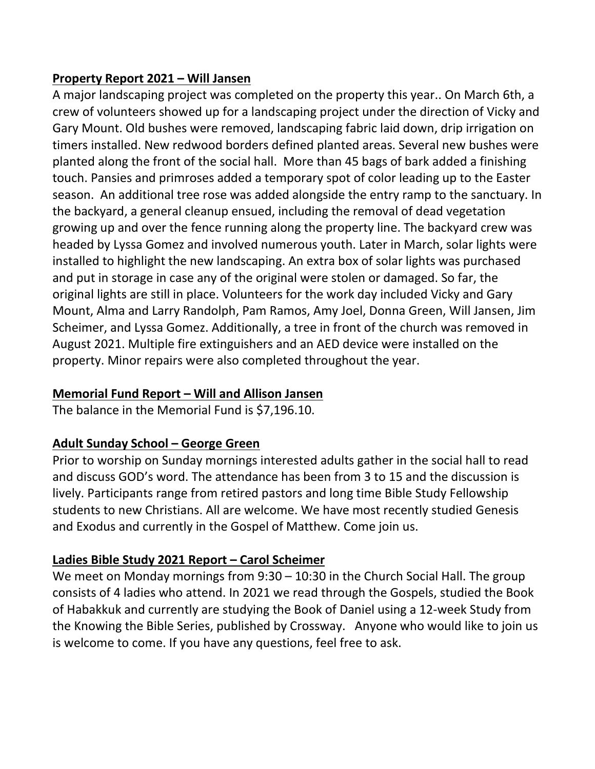**Property Report 2021 – Will Jansen**

A major landscaping project was completed on the property this year.. On March 6th, a crew of volunteers showed up for a landscaping project under the direction of Vicky and Gary Mount. Old bushes were removed, landscaping fabric laid down, drip irrigation on timers installed. New redwood borders defined planted areas. Several new bushes were planted along the front of the social hall. More than 45 bags of bark added a finishing touch. Pansies and primroses added a temporary spot of color leading up to the Easter season. An additional tree rose was added alongside the entry ramp to the sanctuary. In the backyard, a general cleanup ensued, including the removal of dead vegetation growing up and over the fence running along the property line. The backyard crew was headed by Lyssa Gomez and involved numerous youth. Later in March, solar lights were installed to highlight the new landscaping. An extra box of solar lights was purchased and put in storage in case any of the original were stolen or damaged. So far, the original lights are still in place. Volunteers for the work day included Vicky and Gary Mount, Alma and Larry Randolph, Pam Ramos, Amy Joel, Donna Green, Will Jansen, Jim Scheimer, and Lyssa Gomez. Additionally, a tree in front of the church was removed in August 2021. Multiple fire extinguishers and an AED device were installed on the property. Minor repairs were also completed throughout the year.

**Memorial Fund Report – Will and Allison Jansen**

The balance in the Memorial Fund is $7,196.10.

**Adult Sunday School – George Green**

Prior to worship on Sunday mornings interested adults gather in the social hall to read and discuss GOD's word. The attendance has been from 3 to 15 and the discussion is lively. Participants range from retired pastors and long time Bible Study Fellowship students to new Christians. All are welcome. We have most recently studied Genesis and Exodus and currently in the Gospel of Matthew. Come join us.

**Ladies Bible Study 2021 Report – Carol Scheimer**

We meet on Monday mornings from 9:30 – 10:30 in the Church Social Hall. The group consists of 4 ladies who attend. In 2021 we read through the Gospels, studied the Book of Habakkuk and currently are studying the Book of Daniel using a 12-week Study from the Knowing the Bible Series, published by Crossway. Anyone who would like to join us is welcome to come. If you have any questions, feel free to ask.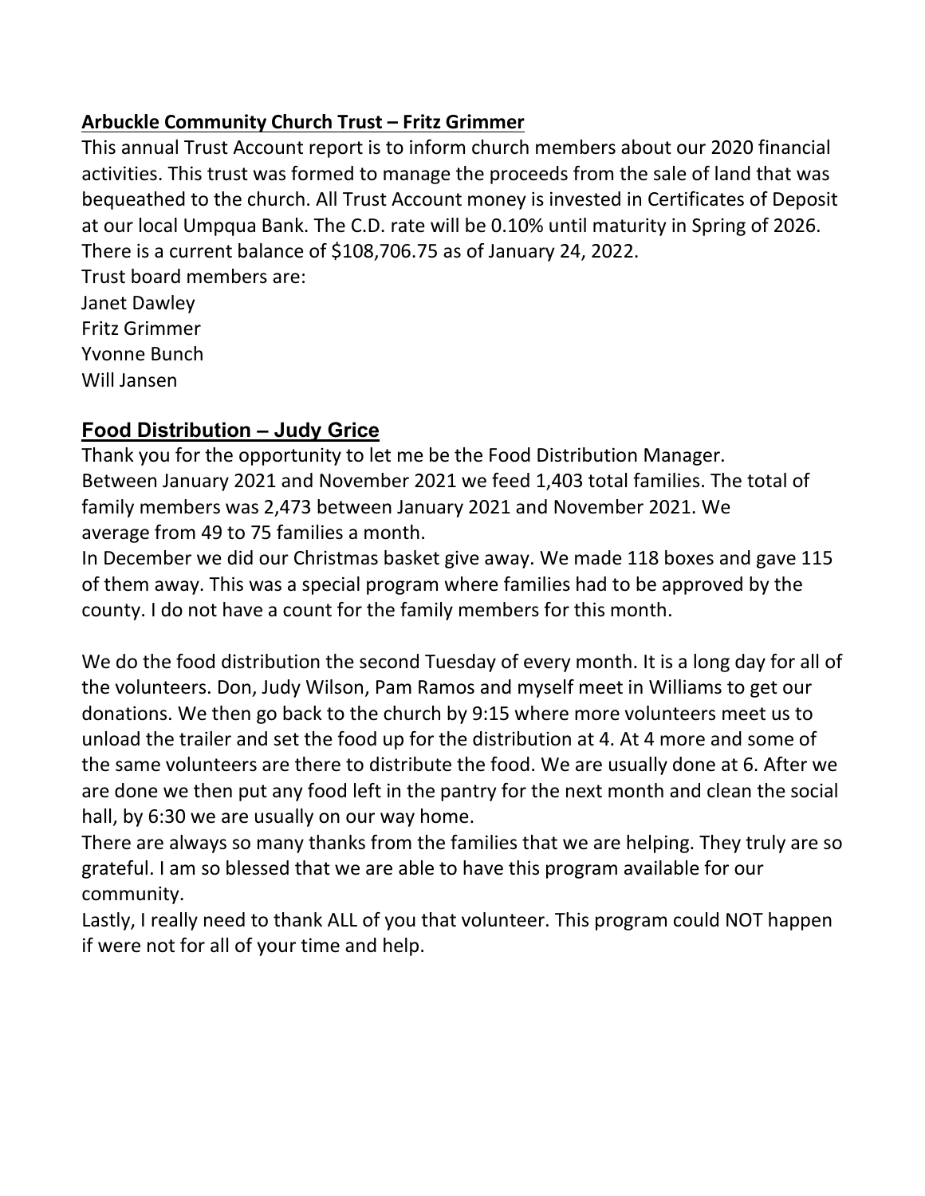## Arbuckle Community Church Trust – Fritz Grimmer

This annual Trust Account report is to inform church members about our 2020 financial activities. This trust was formed to manage the proceeds from the sale of land that was bequeathed to the church. All Trust Account money is invested in Certificates of Deposit at our local Umpqua Bank. The C.D. rate will be 0.10% until maturity in Spring of 2026. There is a current balance of $108,706.75 as of January 24, 2022.

Trust board members are:
Janet Dawley
Fritz Grimmer
Yvonne Bunch
Will Jansen

## Food Distribution – Judy Grice

Thank you for the opportunity to let me be the Food Distribution Manager.
Between January 2021 and November 2021 we feed 1,403 total families. The total of family members was 2,473 between January 2021 and November 2021. We average from 49 to 75 families a month.
In December we did our Christmas basket give away. We made 118 boxes and gave 115 of them away. This was a special program where families had to be approved by the county. I do not have a count for the family members for this month.

We do the food distribution the second Tuesday of every month. It is a long day for all of the volunteers. Don, Judy Wilson, Pam Ramos and myself meet in Williams to get our donations. We then go back to the church by 9:15 where more volunteers meet us to unload the trailer and set the food up for the distribution at 4. At 4 more and some of the same volunteers are there to distribute the food. We are usually done at 6. After we are done we then put any food left in the pantry for the next month and clean the social hall, by 6:30 we are usually on our way home.
There are always so many thanks from the families that we are helping. They truly are so grateful. I am so blessed that we are able to have this program available for our community.
Lastly, I really need to thank ALL of you that volunteer. This program could NOT happen if were not for all of your time and help.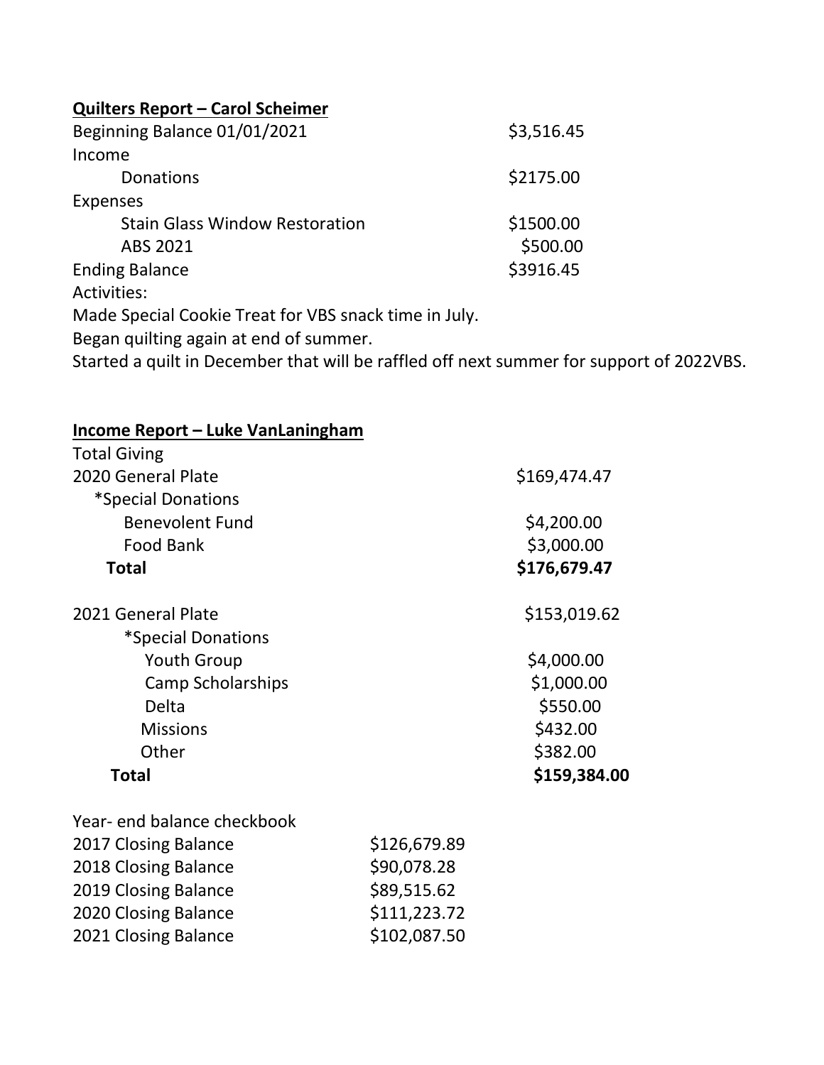**Quilters Report – Carol Scheimer**

| | |
|---|---|
| Beginning Balance 01/01/2021 | $3,516.45 |
| Income | |
| Donations | $2175.00 |
| Expenses | |
| Stain Glass Window Restoration | $1500.00 |
| ABS 2021 | $500.00 |
| Ending Balance | $3916.45 |

Activities:

Made Special Cookie Treat for VBS snack time in July.

Began quilting again at end of summer.

Started a quilt in December that will be raffled off next summer for support of 2022VBS.

**Income Report – Luke VanLaningham**

| | |
|---|---|
| Total Giving | |
| 2020 General Plate | $169,474.47 |
| *Special Donations | |
| Benevolent Fund | $4,200.00 |
| Food Bank | $3,000.00 |
| **Total** | **$176,679.47** |
| | |
| 2021 General Plate | $153,019.62 |
| *Special Donations | |
| Youth Group | $4,000.00 |
| Camp Scholarships | $1,000.00 |
| Delta | $550.00 |
| Missions | $432.00 |
| Other | $382.00 |
| **Total** | **$159,384.00** |

| | |
|---|---|
| Year- end balance checkbook | |
| 2017 Closing Balance | $126,679.89 |
| 2018 Closing Balance | $90,078.28 |
| 2019 Closing Balance | $89,515.62 |
| 2020 Closing Balance | $111,223.72 |
| 2021 Closing Balance | $102,087.50 |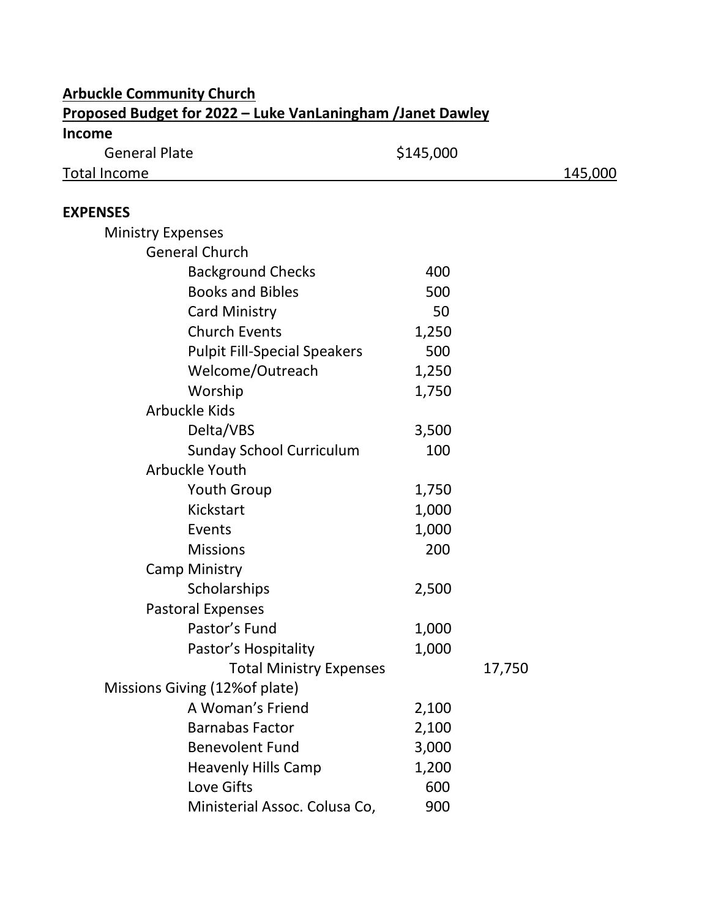**<u>Arbuckle Community Church</u>**

**<u>Proposed Budget for 2022 – Luke VanLaningham /Janet Dawley</u>**

| | | | |
|---|---|---|---|
| **Income** | | | |
| General Plate | $145,000 | | |
| Total Income | | | 145,000 |
| | | | |
| **EXPENSES** | | | |
| Ministry Expenses | | | |
| General Church | | | |
| Background Checks | 400 | | |
| Books and Bibles | 500 | | |
| Card Ministry | 50 | | |
| Church Events | 1,250 | | |
| Pulpit Fill-Special Speakers | 500 | | |
| Welcome/Outreach | 1,250 | | |
| Worship | 1,750 | | |
| Arbuckle Kids | | | |
| Delta/VBS | 3,500 | | |
| Sunday School Curriculum | 100 | | |
| Arbuckle Youth | | | |
| Youth Group | 1,750 | | |
| Kickstart | 1,000 | | |
| Events | 1,000 | | |
| Missions | 200 | | |
| Camp Ministry | | | |
| Scholarships | 2,500 | | |
| Pastoral Expenses | | | |
| Pastor's Fund | 1,000 | | |
| Pastor's Hospitality | 1,000 | | |
| Total Ministry Expenses | | 17,750 | |
| Missions Giving (12%of plate) | | | |
| A Woman's Friend | 2,100 | | |
| Barnabas Factor | 2,100 | | |
| Benevolent Fund | 3,000 | | |
| Heavenly Hills Camp | 1,200 | | |
| Love Gifts | 600 | | |
| Ministerial Assoc. Colusa Co, | 900 | | |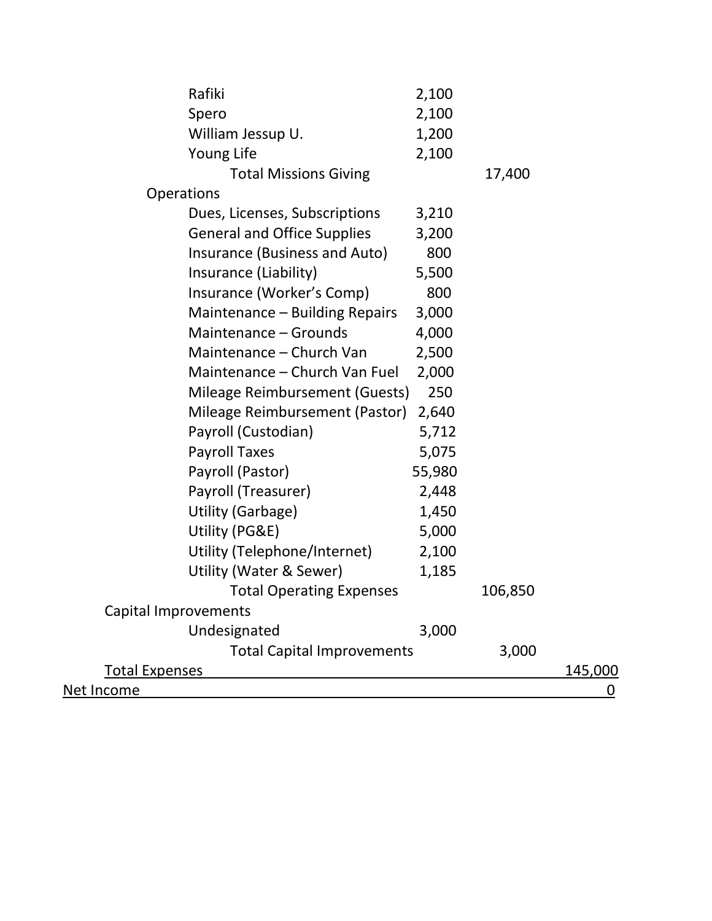| Item | | | |
|---|---|---|---|
| Rafiki | 2,100 | | |
| Spero | 2,100 | | |
| William Jessup U. | 1,200 | | |
| Young Life | 2,100 | | |
| Total Missions Giving | | 17,400 | |
| Operations | | | |
| Dues, Licenses, Subscriptions | 3,210 | | |
| General and Office Supplies | 3,200 | | |
| Insurance (Business and Auto) | 800 | | |
| Insurance (Liability) | 5,500 | | |
| Insurance (Worker's Comp) | 800 | | |
| Maintenance – Building Repairs | 3,000 | | |
| Maintenance – Grounds | 4,000 | | |
| Maintenance – Church Van | 2,500 | | |
| Maintenance – Church Van Fuel | 2,000 | | |
| Mileage Reimbursement (Guests) | 250 | | |
| Mileage Reimbursement (Pastor) | 2,640 | | |
| Payroll (Custodian) | 5,712 | | |
| Payroll Taxes | 5,075 | | |
| Payroll (Pastor) | 55,980 | | |
| Payroll (Treasurer) | 2,448 | | |
| Utility (Garbage) | 1,450 | | |
| Utility (PG&E) | 5,000 | | |
| Utility (Telephone/Internet) | 2,100 | | |
| Utility (Water & Sewer) | 1,185 | | |
| Total Operating Expenses | | 106,850 | |
| Capital Improvements | | | |
| Undesignated | 3,000 | | |
| Total Capital Improvements | | 3,000 | |
| Total Expenses | | | 145,000 |
| Net Income | | | 0 |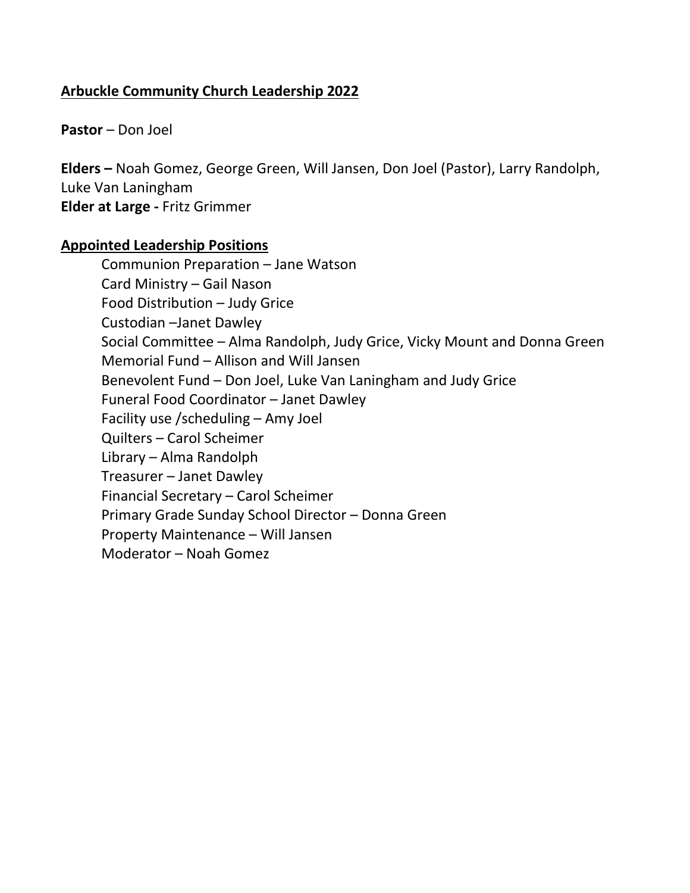**Arbuckle Community Church Leadership 2022**

**Pastor** – Don Joel

**Elders –** Noah Gomez, George Green, Will Jansen, Don Joel (Pastor), Larry Randolph, Luke Van Laningham
**Elder at Large -** Fritz Grimmer

**Appointed Leadership Positions**

Communion Preparation – Jane Watson
Card Ministry – Gail Nason
Food Distribution – Judy Grice
Custodian –Janet Dawley
Social Committee – Alma Randolph, Judy Grice, Vicky Mount and Donna Green
Memorial Fund – Allison and Will Jansen
Benevolent Fund – Don Joel, Luke Van Laningham and Judy Grice
Funeral Food Coordinator – Janet Dawley
Facility use /scheduling – Amy Joel
Quilters – Carol Scheimer
Library – Alma Randolph
Treasurer – Janet Dawley
Financial Secretary – Carol Scheimer
Primary Grade Sunday School Director – Donna Green
Property Maintenance – Will Jansen
Moderator – Noah Gomez